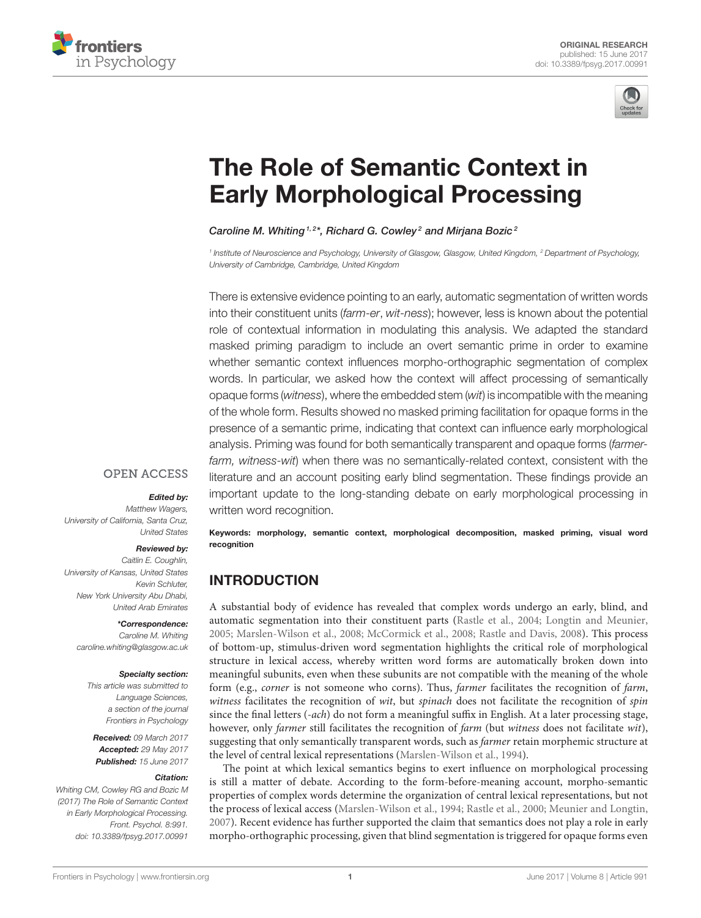ORIGINAL RESEARCH
published: 15 June 2017
doi: 10.3389/fpsyg.2017.00991

# The Role of Semantic Context in Early Morphological Processing

*Caroline M. Whiting[1,2]\*, Richard G. Cowley[2] and Mirjana Bozic[2]*

[1] Institute of Neuroscience and Psychology, University of Glasgow, Glasgow, United Kingdom, [2] Department of Psychology, University of Cambridge, Cambridge, United Kingdom

There is extensive evidence pointing to an early, automatic segmentation of written words into their constituent units (*farm-er*, *wit-ness*); however, less is known about the potential role of contextual information in modulating this analysis. We adapted the standard masked priming paradigm to include an overt semantic prime in order to examine whether semantic context influences morpho-orthographic segmentation of complex words. In particular, we asked how the context will affect processing of semantically opaque forms (*witness*), where the embedded stem (*wit*) is incompatible with the meaning of the whole form. Results showed no masked priming facilitation for opaque forms in the presence of a semantic prime, indicating that context can influence early morphological analysis. Priming was found for both semantically transparent and opaque forms (*farmer-farm, witness-wit*) when there was no semantically-related context, consistent with the literature and an account positing early blind segmentation. These findings provide an important update to the long-standing debate on early morphological processing in written word recognition.

**Keywords: morphology, semantic context, morphological decomposition, masked priming, visual word recognition**

OPEN ACCESS

***Edited by:***
*Matthew Wagers, University of California, Santa Cruz, United States*

***Reviewed by:***
*Caitlin E. Coughlin, University of Kansas, United States*
*Kevin Schluter, New York University Abu Dhabi, United Arab Emirates*

***\*Correspondence:***
*Caroline M. Whiting*
*caroline.whiting@glasgow.ac.uk*

***Specialty section:***
*This article was submitted to Language Sciences, a section of the journal Frontiers in Psychology*

***Received:*** *09 March 2017*
***Accepted:*** *29 May 2017*
***Published:*** *15 June 2017*

***Citation:***
*Whiting CM, Cowley RG and Bozic M (2017) The Role of Semantic Context in Early Morphological Processing. Front. Psychol. 8:991. doi: 10.3389/fpsyg.2017.00991*

## INTRODUCTION

A substantial body of evidence has revealed that complex words undergo an early, blind, and automatic segmentation into their constituent parts (Rastle et al., 2004; Longtin and Meunier, 2005; Marslen-Wilson et al., 2008; McCormick et al., 2008; Rastle and Davis, 2008). This process of bottom-up, stimulus-driven word segmentation highlights the critical role of morphological structure in lexical access, whereby written word forms are automatically broken down into meaningful subunits, even when these subunits are not compatible with the meaning of the whole form (e.g., *corner* is not someone who corns). Thus, *farmer* facilitates the recognition of *farm*, *witness* facilitates the recognition of *wit*, but *spinach* does not facilitate the recognition of *spin* since the final letters (*-ach*) do not form a meaningful suffix in English. At a later processing stage, however, only *farmer* still facilitates the recognition of *farm* (but *witness* does not facilitate *wit*), suggesting that only semantically transparent words, such as *farmer* retain morphemic structure at the level of central lexical representations (Marslen-Wilson et al., 1994).

The point at which lexical semantics begins to exert influence on morphological processing is still a matter of debate. According to the form-before-meaning account, morpho-semantic properties of complex words determine the organization of central lexical representations, but not the process of lexical access (Marslen-Wilson et al., 1994; Rastle et al., 2000; Meunier and Longtin, 2007). Recent evidence has further supported the claim that semantics does not play a role in early morpho-orthographic processing, given that blind segmentation is triggered for opaque forms even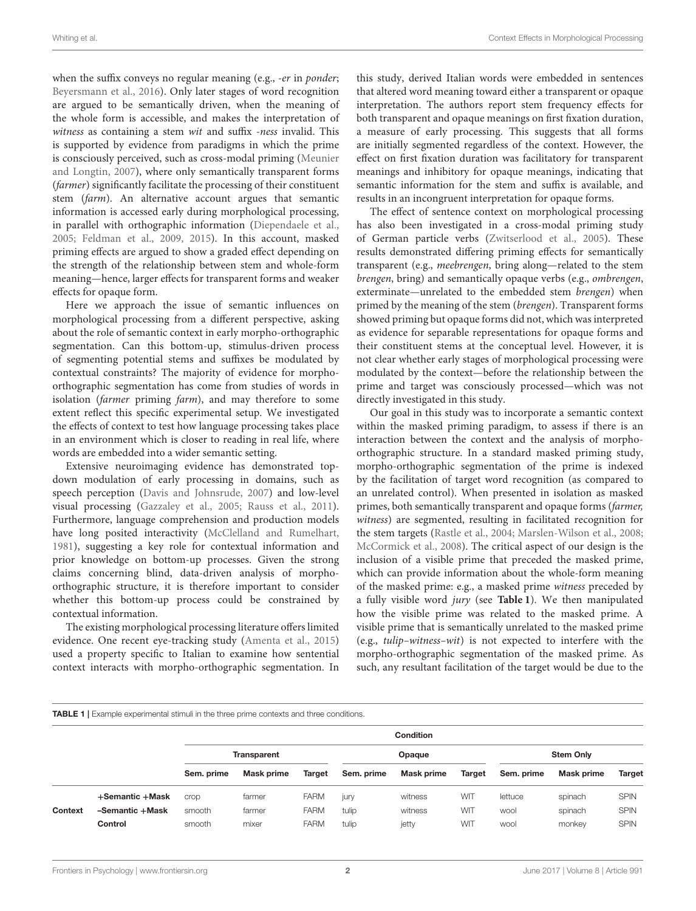when the suffix conveys no regular meaning (e.g., *-er* in *ponder*; Beyersmann et al., 2016). Only later stages of word recognition are argued to be semantically driven, when the meaning of the whole form is accessible, and makes the interpretation of *witness* as containing a stem *wit* and suffix *-ness* invalid. This is supported by evidence from paradigms in which the prime is consciously perceived, such as cross-modal priming (Meunier and Longtin, 2007), where only semantically transparent forms (*farmer*) significantly facilitate the processing of their constituent stem (*farm*). An alternative account argues that semantic information is accessed early during morphological processing, in parallel with orthographic information (Diependaele et al., 2005; Feldman et al., 2009, 2015). In this account, masked priming effects are argued to show a graded effect depending on the strength of the relationship between stem and whole-form meaning—hence, larger effects for transparent forms and weaker effects for opaque form.

Here we approach the issue of semantic influences on morphological processing from a different perspective, asking about the role of semantic context in early morpho-orthographic segmentation. Can this bottom-up, stimulus-driven process of segmenting potential stems and suffixes be modulated by contextual constraints? The majority of evidence for morpho-orthographic segmentation has come from studies of words in isolation (*farmer* priming *farm*), and may therefore to some extent reflect this specific experimental setup. We investigated the effects of context to test how language processing takes place in an environment which is closer to reading in real life, where words are embedded into a wider semantic setting.

Extensive neuroimaging evidence has demonstrated top-down modulation of early processing in domains, such as speech perception (Davis and Johnsrude, 2007) and low-level visual processing (Gazzaley et al., 2005; Rauss et al., 2011). Furthermore, language comprehension and production models have long posited interactivity (McClelland and Rumelhart, 1981), suggesting a key role for contextual information and prior knowledge on bottom-up processes. Given the strong claims concerning blind, data-driven analysis of morpho-orthographic structure, it is therefore important to consider whether this bottom-up process could be constrained by contextual information.

The existing morphological processing literature offers limited evidence. One recent eye-tracking study (Amenta et al., 2015) used a property specific to Italian to examine how sentential context interacts with morpho-orthographic segmentation. In this study, derived Italian words were embedded in sentences that altered word meaning toward either a transparent or opaque interpretation. The authors report stem frequency effects for both transparent and opaque meanings on first fixation duration, a measure of early processing. This suggests that all forms are initially segmented regardless of the context. However, the effect on first fixation duration was facilitatory for transparent meanings and inhibitory for opaque meanings, indicating that semantic information for the stem and suffix is available, and results in an incongruent interpretation for opaque forms.

The effect of sentence context on morphological processing has also been investigated in a cross-modal priming study of German particle verbs (Zwitserlood et al., 2005). These results demonstrated differing priming effects for semantically transparent (e.g., *meebrengen*, bring along—related to the stem *brengen*, bring) and semantically opaque verbs (e.g., *ombrengen*, exterminate—unrelated to the embedded stem *brengen*) when primed by the meaning of the stem (*brengen*). Transparent forms showed priming but opaque forms did not, which was interpreted as evidence for separable representations for opaque forms and their constituent stems at the conceptual level. However, it is not clear whether early stages of morphological processing were modulated by the context—before the relationship between the prime and target was consciously processed—which was not directly investigated in this study.

Our goal in this study was to incorporate a semantic context within the masked priming paradigm, to assess if there is an interaction between the context and the analysis of morpho-orthographic structure. In a standard masked priming study, morpho-orthographic segmentation of the prime is indexed by the facilitation of target word recognition (as compared to an unrelated control). When presented in isolation as masked primes, both semantically transparent and opaque forms (*farmer, witness*) are segmented, resulting in facilitated recognition for the stem targets (Rastle et al., 2004; Marslen-Wilson et al., 2008; McCormick et al., 2008). The critical aspect of our design is the inclusion of a visible prime that preceded the masked prime, which can provide information about the whole-form meaning of the masked prime: e.g., a masked prime *witness* preceded by a fully visible word *jury* (see **Table 1**). We then manipulated how the visible prime was related to the masked prime. A visible prime that is semantically unrelated to the masked prime (e.g., *tulip–witness–wit*) is not expected to interfere with the morpho-orthographic segmentation of the masked prime. As such, any resultant facilitation of the target would be due to the

**TABLE 1 |** Example experimental stimuli in the three prime contexts and three conditions.

| | | Condition | | | | | | | | |
|---|---|---|---|---|---|---|---|---|---|---|
| | | Transparent | | | Opaque | | | Stem Only | | |
| | | Sem. prime | Mask prime | Target | Sem. prime | Mask prime | Target | Sem. prime | Mask prime | Target |
| Context | +Semantic +Mask | crop | farmer | FARM | jury | witness | WIT | lettuce | spinach | SPIN |
| | –Semantic +Mask | smooth | farmer | FARM | tulip | witness | WIT | wool | spinach | SPIN |
| | Control | smooth | mixer | FARM | tulip | jetty | WIT | wool | monkey | SPIN |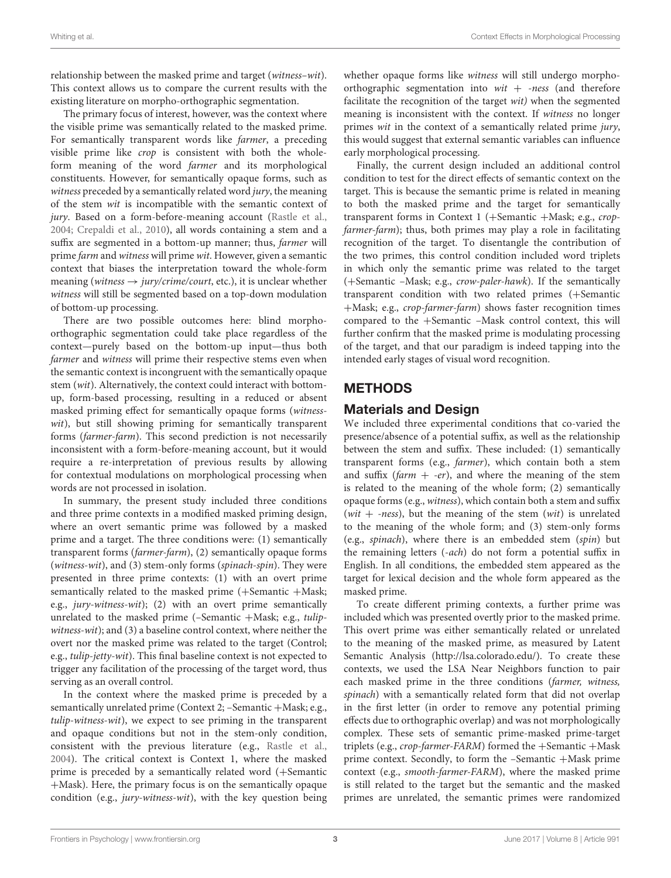relationship between the masked prime and target (*witness–wit*). This context allows us to compare the current results with the existing literature on morpho-orthographic segmentation.

The primary focus of interest, however, was the context where the visible prime was semantically related to the masked prime. For semantically transparent words like *farmer*, a preceding visible prime like *crop* is consistent with both the whole-form meaning of the word *farmer* and its morphological constituents. However, for semantically opaque forms, such as *witness* preceded by a semantically related word *jury*, the meaning of the stem *wit* is incompatible with the semantic context of *jury*. Based on a form-before-meaning account (Rastle et al., 2004; Crepaldi et al., 2010), all words containing a stem and a suffix are segmented in a bottom-up manner; thus, *farmer* will prime *farm* and *witness* will prime *wit*. However, given a semantic context that biases the interpretation toward the whole-form meaning (*witness* → *jury/crime/court*, etc.), it is unclear whether *witness* will still be segmented based on a top-down modulation of bottom-up processing.

There are two possible outcomes here: blind morpho-orthographic segmentation could take place regardless of the context—purely based on the bottom-up input—thus both *farmer* and *witness* will prime their respective stems even when the semantic context is incongruent with the semantically opaque stem (*wit*). Alternatively, the context could interact with bottom-up, form-based processing, resulting in a reduced or absent masked priming effect for semantically opaque forms (*witness-wit*), but still showing priming for semantically transparent forms (*farmer-farm*). This second prediction is not necessarily inconsistent with a form-before-meaning account, but it would require a re-interpretation of previous results by allowing for contextual modulations on morphological processing when words are not processed in isolation.

In summary, the present study included three conditions and three prime contexts in a modified masked priming design, where an overt semantic prime was followed by a masked prime and a target. The three conditions were: (1) semantically transparent forms (*farmer-farm*), (2) semantically opaque forms (*witness-wit*), and (3) stem-only forms (*spinach-spin*). They were presented in three prime contexts: (1) with an overt prime semantically related to the masked prime (+Semantic +Mask; e.g., *jury-witness-wit*); (2) with an overt prime semantically unrelated to the masked prime (–Semantic +Mask; e.g., *tulip-witness-wit*); and (3) a baseline control context, where neither the overt nor the masked prime was related to the target (Control; e.g., *tulip-jetty-wit*). This final baseline context is not expected to trigger any facilitation of the processing of the target word, thus serving as an overall control.

In the context where the masked prime is preceded by a semantically unrelated prime (Context 2; –Semantic +Mask; e.g., *tulip-witness-wit*), we expect to see priming in the transparent and opaque conditions but not in the stem-only condition, consistent with the previous literature (e.g., Rastle et al., 2004). The critical context is Context 1, where the masked prime is preceded by a semantically related word (+Semantic +Mask). Here, the primary focus is on the semantically opaque condition (e.g., *jury-witness-wit*), with the key question being whether opaque forms like *witness* will still undergo morpho-orthographic segmentation into *wit* + *-ness* (and therefore facilitate the recognition of the target *wit)* when the segmented meaning is inconsistent with the context. If *witness* no longer primes *wit* in the context of a semantically related prime *jury*, this would suggest that external semantic variables can influence early morphological processing.

Finally, the current design included an additional control condition to test for the direct effects of semantic context on the target. This is because the semantic prime is related in meaning to both the masked prime and the target for semantically transparent forms in Context 1 (+Semantic +Mask; e.g., *crop-farmer-farm*); thus, both primes may play a role in facilitating recognition of the target. To disentangle the contribution of the two primes, this control condition included word triplets in which only the semantic prime was related to the target (+Semantic –Mask; e.g., *crow-paler-hawk*). If the semantically transparent condition with two related primes (+Semantic +Mask; e.g., *crop-farmer-farm*) shows faster recognition times compared to the +Semantic –Mask control context, this will further confirm that the masked prime is modulating processing of the target, and that our paradigm is indeed tapping into the intended early stages of visual word recognition.

## METHODS

### Materials and Design

We included three experimental conditions that co-varied the presence/absence of a potential suffix, as well as the relationship between the stem and suffix. These included: (1) semantically transparent forms (e.g., *farmer*), which contain both a stem and suffix (*farm* + *-er*), and where the meaning of the stem is related to the meaning of the whole form; (2) semantically opaque forms (e.g., *witness*), which contain both a stem and suffix (*wit* + *-ness*), but the meaning of the stem (*wit*) is unrelated to the meaning of the whole form; and (3) stem-only forms (e.g., *spinach*), where there is an embedded stem (*spin*) but the remaining letters (*-ach*) do not form a potential suffix in English. In all conditions, the embedded stem appeared as the target for lexical decision and the whole form appeared as the masked prime.

To create different priming contexts, a further prime was included which was presented overtly prior to the masked prime. This overt prime was either semantically related or unrelated to the meaning of the masked prime, as measured by Latent Semantic Analysis (http://lsa.colorado.edu/). To create these contexts, we used the LSA Near Neighbors function to pair each masked prime in the three conditions (*farmer, witness, spinach*) with a semantically related form that did not overlap in the first letter (in order to remove any potential priming effects due to orthographic overlap) and was not morphologically complex. These sets of semantic prime-masked prime-target triplets (e.g., *crop-farmer-FARM*) formed the +Semantic +Mask prime context. Secondly, to form the –Semantic +Mask prime context (e.g., *smooth-farmer-FARM*), where the masked prime is still related to the target but the semantic and the masked primes are unrelated, the semantic primes were randomized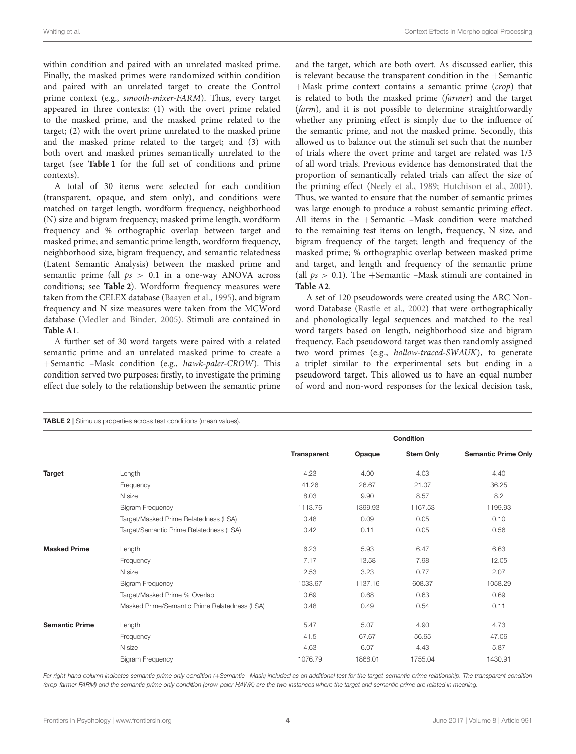within condition and paired with an unrelated masked prime. Finally, the masked primes were randomized within condition and paired with an unrelated target to create the Control prime context (e.g., *smooth-mixer-FARM*). Thus, every target appeared in three contexts: (1) with the overt prime related to the masked prime, and the masked prime related to the target; (2) with the overt prime unrelated to the masked prime and the masked prime related to the target; and (3) with both overt and masked primes semantically unrelated to the target (see **Table 1** for the full set of conditions and prime contexts).

A total of 30 items were selected for each condition (transparent, opaque, and stem only), and conditions were matched on target length, wordform frequency, neighborhood (N) size and bigram frequency; masked prime length, wordform frequency and % orthographic overlap between target and masked prime; and semantic prime length, wordform frequency, neighborhood size, bigram frequency, and semantic relatedness (Latent Semantic Analysis) between the masked prime and semantic prime (all $ps > 0.1$ in a one-way ANOVA across conditions; see **Table 2**). Wordform frequency measures were taken from the CELEX database (Baayen et al., 1995), and bigram frequency and N size measures were taken from the MCWord database (Medler and Binder, 2005). Stimuli are contained in **Table A1**.

A further set of 30 word targets were paired with a related semantic prime and an unrelated masked prime to create a +Semantic –Mask condition (e.g., *hawk-paler-CROW*). This condition served two purposes: firstly, to investigate the priming effect due solely to the relationship between the semantic prime and the target, which are both overt. As discussed earlier, this is relevant because the transparent condition in the +Semantic +Mask prime context contains a semantic prime (*crop*) that is related to both the masked prime (*farmer*) and the target (*farm*), and it is not possible to determine straightforwardly whether any priming effect is simply due to the influence of the semantic prime, and not the masked prime. Secondly, this allowed us to balance out the stimuli set such that the number of trials where the overt prime and target are related was 1/3 of all word trials. Previous evidence has demonstrated that the proportion of semantically related trials can affect the size of the priming effect (Neely et al., 1989; Hutchison et al., 2001). Thus, we wanted to ensure that the number of semantic primes was large enough to produce a robust semantic priming effect. All items in the +Semantic –Mask condition were matched to the remaining test items on length, frequency, N size, and bigram frequency of the target; length and frequency of the masked prime; % orthographic overlap between masked prime and target, and length and frequency of the semantic prime (all $ps > 0.1$). The +Semantic –Mask stimuli are contained in **Table A2**.

A set of 120 pseudowords were created using the ARC Non-word Database (Rastle et al., 2002) that were orthographically and phonologically legal sequences and matched to the real word targets based on length, neighborhood size and bigram frequency. Each pseudoword target was then randomly assigned two word primes (e.g., *hollow-traced-SWAUK*), to generate a triplet similar to the experimental sets but ending in a pseudoword target. This allowed us to have an equal number of word and non-word responses for the lexical decision task,

**TABLE 2** | Stimulus properties across test conditions (mean values).

| | | Condition | | | |
|---|---|---|---|---|---|
| | | **Transparent** | **Opaque** | **Stem Only** | **Semantic Prime Only** |
| **Target** | Length | 4.23 | 4.00 | 4.03 | 4.40 |
| | Frequency | 41.26 | 26.67 | 21.07 | 36.25 |
| | N size | 8.03 | 9.90 | 8.57 | 8.2 |
| | Bigram Frequency | 1113.76 | 1399.93 | 1167.53 | 1199.93 |
| | Target/Masked Prime Relatedness (LSA) | 0.48 | 0.09 | 0.05 | 0.10 |
| | Target/Semantic Prime Relatedness (LSA) | 0.42 | 0.11 | 0.05 | 0.56 |
| **Masked Prime** | Length | 6.23 | 5.93 | 6.47 | 6.63 |
| | Frequency | 7.17 | 13.58 | 7.98 | 12.05 |
| | N size | 2.53 | 3.23 | 0.77 | 2.07 |
| | Bigram Frequency | 1033.67 | 1137.16 | 608.37 | 1058.29 |
| | Target/Masked Prime % Overlap | 0.69 | 0.68 | 0.63 | 0.69 |
| | Masked Prime/Semantic Prime Relatedness (LSA) | 0.48 | 0.49 | 0.54 | 0.11 |
| **Semantic Prime** | Length | 5.47 | 5.07 | 4.90 | 4.73 |
| | Frequency | 41.5 | 67.67 | 56.65 | 47.06 |
| | N size | 4.63 | 6.07 | 4.43 | 5.87 |
| | Bigram Frequency | 1076.79 | 1868.01 | 1755.04 | 1430.91 |

*Far right-hand column indicates semantic prime only condition (+Semantic –Mask) included as an additional test for the target-semantic prime relationship. The transparent condition (crop-farmer-FARM) and the semantic prime only condition (crow-paler-HAWK) are the two instances where the target and semantic prime are related in meaning.*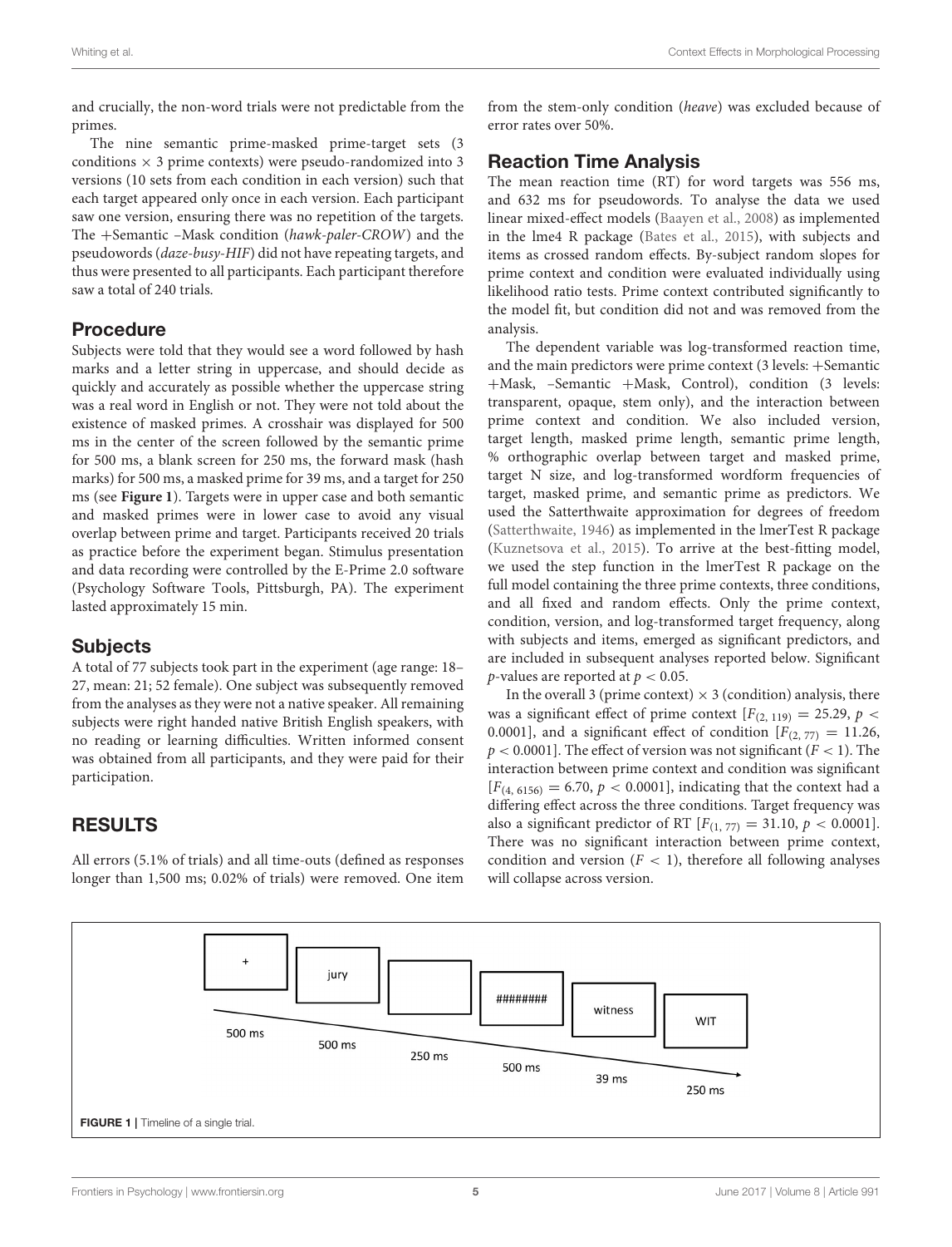and crucially, the non-word trials were not predictable from the primes.

The nine semantic prime-masked prime-target sets (3 conditions × 3 prime contexts) were pseudo-randomized into 3 versions (10 sets from each condition in each version) such that each target appeared only once in each version. Each participant saw one version, ensuring there was no repetition of the targets. The +Semantic –Mask condition (*hawk-paler-CROW*) and the pseudowords (*daze-busy-HIF*) did not have repeating targets, and thus were presented to all participants. Each participant therefore saw a total of 240 trials.

## Procedure

Subjects were told that they would see a word followed by hash marks and a letter string in uppercase, and should decide as quickly and accurately as possible whether the uppercase string was a real word in English or not. They were not told about the existence of masked primes. A crosshair was displayed for 500 ms in the center of the screen followed by the semantic prime for 500 ms, a blank screen for 250 ms, the forward mask (hash marks) for 500 ms, a masked prime for 39 ms, and a target for 250 ms (see **Figure 1**). Targets were in upper case and both semantic and masked primes were in lower case to avoid any visual overlap between prime and target. Participants received 20 trials as practice before the experiment began. Stimulus presentation and data recording were controlled by the E-Prime 2.0 software (Psychology Software Tools, Pittsburgh, PA). The experiment lasted approximately 15 min.

## Subjects

A total of 77 subjects took part in the experiment (age range: 18–27, mean: 21; 52 female). One subject was subsequently removed from the analyses as they were not a native speaker. All remaining subjects were right handed native British English speakers, with no reading or learning difficulties. Written informed consent was obtained from all participants, and they were paid for their participation.

# RESULTS

All errors (5.1% of trials) and all time-outs (defined as responses longer than 1,500 ms; 0.02% of trials) were removed. One item from the stem-only condition (*heave*) was excluded because of error rates over 50%.

## Reaction Time Analysis

The mean reaction time (RT) for word targets was 556 ms, and 632 ms for pseudowords. To analyse the data we used linear mixed-effect models (Baayen et al., 2008) as implemented in the lme4 R package (Bates et al., 2015), with subjects and items as crossed random effects. By-subject random slopes for prime context and condition were evaluated individually using likelihood ratio tests. Prime context contributed significantly to the model fit, but condition did not and was removed from the analysis.

The dependent variable was log-transformed reaction time, and the main predictors were prime context (3 levels: +Semantic +Mask, –Semantic +Mask, Control), condition (3 levels: transparent, opaque, stem only), and the interaction between prime context and condition. We also included version, target length, masked prime length, semantic prime length, % orthographic overlap between target and masked prime, target N size, and log-transformed wordform frequencies of target, masked prime, and semantic prime as predictors. We used the Satterthwaite approximation for degrees of freedom (Satterthwaite, 1946) as implemented in the lmerTest R package (Kuznetsova et al., 2015). To arrive at the best-fitting model, we used the step function in the lmerTest R package on the full model containing the three prime contexts, three conditions, and all fixed and random effects. Only the prime context, condition, version, and log-transformed target frequency, along with subjects and items, emerged as significant predictors, and were included in subsequent analyses reported below. Significant $p$-values are reported at $p < 0.05$.

In the overall 3 (prime context) × 3 (condition) analysis, there was a significant effect of prime context [$F_{(2, 119)} = 25.29$, $p < 0.0001$], and a significant effect of condition [$F_{(2, 77)} = 11.26$, $p < 0.0001$]. The effect of version was not significant ($F < 1$). The interaction between prime context and condition was significant [$F_{(4, 6156)} = 6.70$, $p < 0.0001$], indicating that the context had a differing effect across the three conditions. Target frequency was also a significant predictor of RT [$F_{(1, 77)} = 31.10$, $p < 0.0001$]. There was no significant interaction between prime context, condition and version ($F < 1$), therefore all following analyses will collapse across version.

FIGURE 1 | Timeline of a single trial.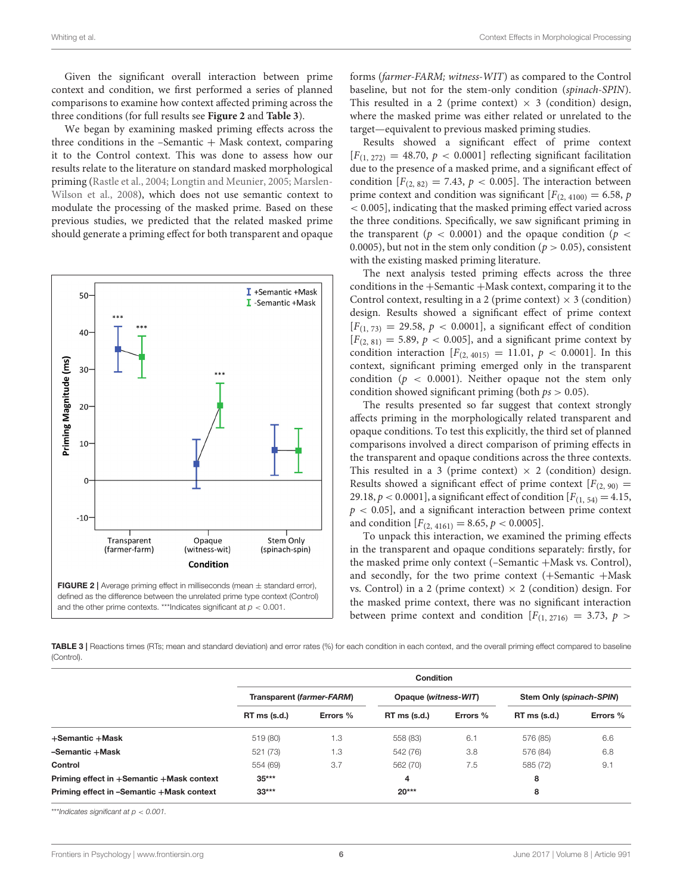Given the significant overall interaction between prime context and condition, we first performed a series of planned comparisons to examine how context affected priming across the three conditions (for full results see **Figure 2** and **Table 3**).

We began by examining masked priming effects across the three conditions in the –Semantic + Mask context, comparing it to the Control context. This was done to assess how our results relate to the literature on standard masked morphological priming (Rastle et al., 2004; Longtin and Meunier, 2005; Marslen-Wilson et al., 2008), which does not use semantic context to modulate the processing of the masked prime. Based on these previous studies, we predicted that the related masked prime should generate a priming effect for both transparent and opaque forms (*farmer-FARM; witness-WIT*) as compared to the Control baseline, but not for the stem-only condition (*spinach-SPIN*). This resulted in a 2 (prime context) × 3 (condition) design, where the masked prime was either related or unrelated to the target—equivalent to previous masked priming studies.

**FIGURE 2 |** Average priming effect in milliseconds (mean ± standard error), defined as the difference between the unrelated prime type context (Control) and the other prime contexts. ***Indicates significant at $p < 0.001$.

Results showed a significant effect of prime context [$F_{(1, 272)} = 48.70$, $p < 0.0001$] reflecting significant facilitation due to the presence of a masked prime, and a significant effect of condition [$F_{(2, 82)} = 7.43$, $p < 0.005$]. The interaction between prime context and condition was significant [$F_{(2, 4100)} = 6.58$, $p < 0.005$], indicating that the masked priming effect varied across the three conditions. Specifically, we saw significant priming in the transparent ($p < 0.0001$) and the opaque condition ($p < 0.0005$), but not in the stem only condition ($p > 0.05$), consistent with the existing masked priming literature.

The next analysis tested priming effects across the three conditions in the +Semantic +Mask context, comparing it to the Control context, resulting in a 2 (prime context) × 3 (condition) design. Results showed a significant effect of prime context [$F_{(1, 73)} = 29.58$, $p < 0.0001$], a significant effect of condition [$F_{(2, 81)} = 5.89$, $p < 0.005$], and a significant prime context by condition interaction [$F_{(2, 4015)} = 11.01$, $p < 0.0001$]. In this context, significant priming emerged only in the transparent condition ($p < 0.0001$). Neither opaque not the stem only condition showed significant priming (both *ps* > 0.05).

The results presented so far suggest that context strongly affects priming in the morphologically related transparent and opaque conditions. To test this explicitly, the third set of planned comparisons involved a direct comparison of priming effects in the transparent and opaque conditions across the three contexts. This resulted in a 3 (prime context) × 2 (condition) design. Results showed a significant effect of prime context [$F_{(2, 90)} = 29.18$, $p < 0.0001$], a significant effect of condition [$F_{(1, 54)} = 4.15$, $p < 0.05$], and a significant interaction between prime context and condition [$F_{(2, 4161)} = 8.65$, $p < 0.0005$].

To unpack this interaction, we examined the priming effects in the transparent and opaque conditions separately: firstly, for the masked prime only context (–Semantic +Mask vs. Control), and secondly, for the two prime context (+Semantic +Mask vs. Control) in a 2 (prime context) × 2 (condition) design. For the masked prime context, there was no significant interaction between prime context and condition [$F_{(1, 2716)} = 3.73$, $p >$

**TABLE 3 |** Reactions times (RTs; mean and standard deviation) and error rates (%) for each condition in each context, and the overall priming effect compared to baseline (Control).

| | Condition | | | | | |
|---|---|---|---|---|---|---|
| | Transparent (*farmer-FARM*) | | Opaque (*witness-WIT*) | | Stem Only (*spinach-SPIN*) | |
| | RT ms (s.d.) | Errors % | RT ms (s.d.) | Errors % | RT ms (s.d.) | Errors % |
| **+Semantic +Mask** | 519 (80) | 1.3 | 558 (83) | 6.1 | 576 (85) | 6.6 |
| **–Semantic +Mask** | 521 (73) | 1.3 | 542 (76) | 3.8 | 576 (84) | 6.8 |
| **Control** | 554 (69) | 3.7 | 562 (70) | 7.5 | 585 (72) | 9.1 |
| **Priming effect in +Semantic +Mask context** | **35*** ** | | **4** | | **8** | |
| **Priming effect in –Semantic +Mask context** | **33*** ** | | **20*** ** | | **8** | |

****Indicates significant at $p < 0.001$.*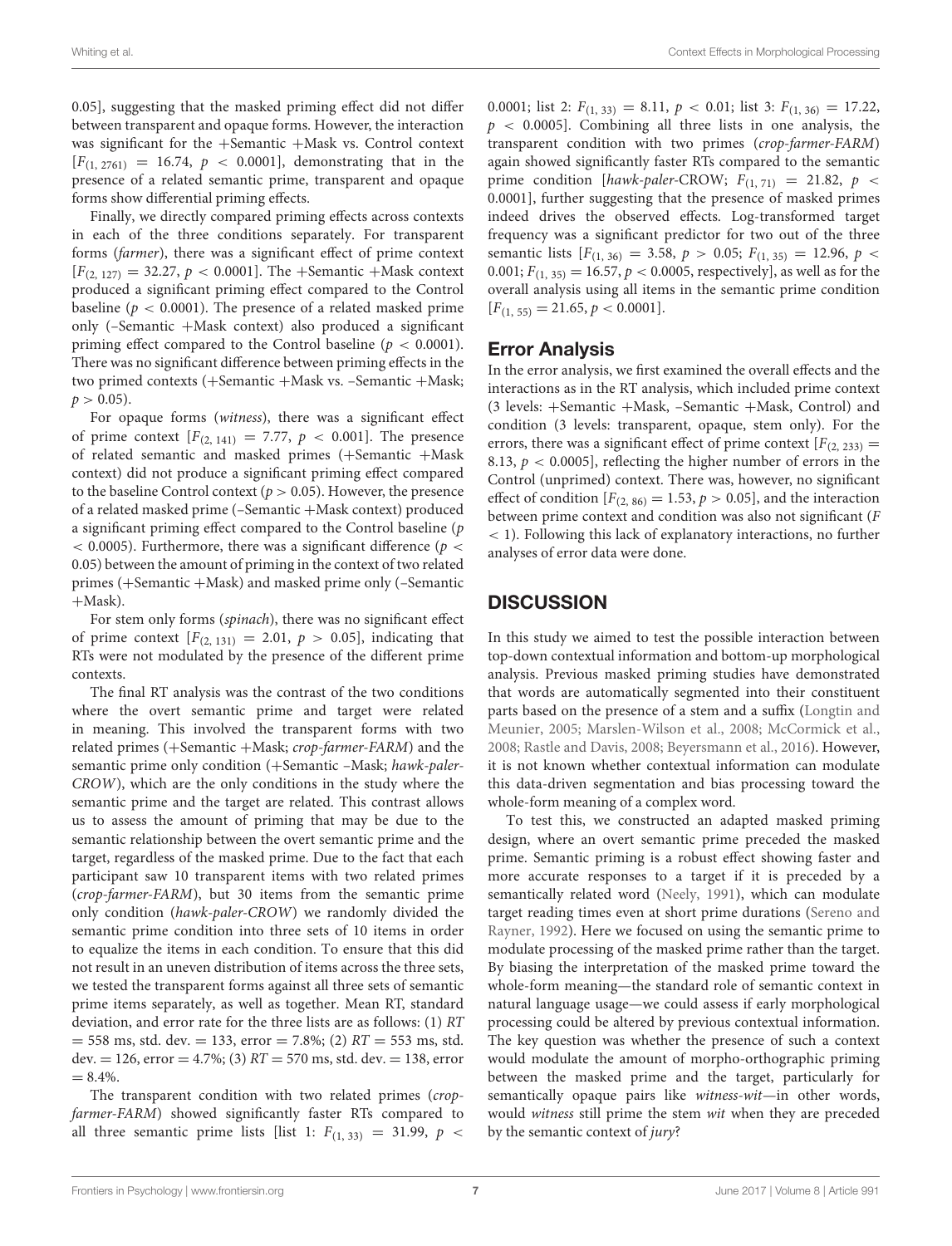0.05], suggesting that the masked priming effect did not differ between transparent and opaque forms. However, the interaction was significant for the +Semantic +Mask vs. Control context [$F_{(1, 2761)} = 16.74$, $p < 0.0001$], demonstrating that in the presence of a related semantic prime, transparent and opaque forms show differential priming effects.

Finally, we directly compared priming effects across contexts in each of the three conditions separately. For transparent forms (*farmer*), there was a significant effect of prime context [$F_{(2, 127)} = 32.27$, $p < 0.0001$]. The +Semantic +Mask context produced a significant priming effect compared to the Control baseline ($p < 0.0001$). The presence of a related masked prime only (–Semantic +Mask context) also produced a significant priming effect compared to the Control baseline ($p < 0.0001$). There was no significant difference between priming effects in the two primed contexts (+Semantic +Mask vs. –Semantic +Mask; $p > 0.05$).

For opaque forms (*witness*), there was a significant effect of prime context [$F_{(2, 141)} = 7.77$, $p < 0.001$]. The presence of related semantic and masked primes (+Semantic +Mask context) did not produce a significant priming effect compared to the baseline Control context ($p > 0.05$). However, the presence of a related masked prime (–Semantic +Mask context) produced a significant priming effect compared to the Control baseline ($p < 0.0005$). Furthermore, there was a significant difference ($p < 0.05$) between the amount of priming in the context of two related primes (+Semantic +Mask) and masked prime only (–Semantic +Mask).

For stem only forms (*spinach*), there was no significant effect of prime context [$F_{(2, 131)} = 2.01$, $p > 0.05$], indicating that RTs were not modulated by the presence of the different prime contexts.

The final RT analysis was the contrast of the two conditions where the overt semantic prime and target were related in meaning. This involved the transparent forms with two related primes (+Semantic +Mask; *crop-farmer-FARM*) and the semantic prime only condition (+Semantic –Mask; *hawk-paler-CROW*), which are the only conditions in the study where the semantic prime and the target are related. This contrast allows us to assess the amount of priming that may be due to the semantic relationship between the overt semantic prime and the target, regardless of the masked prime. Due to the fact that each participant saw 10 transparent items with two related primes (*crop-farmer-FARM*), but 30 items from the semantic prime only condition (*hawk-paler-CROW*) we randomly divided the semantic prime condition into three sets of 10 items in order to equalize the items in each condition. To ensure that this did not result in an uneven distribution of items across the three sets, we tested the transparent forms against all three sets of semantic prime items separately, as well as together. Mean RT, standard deviation, and error rate for the three lists are as follows: (1) *RT* = 558 ms, std. dev. = 133, error = 7.8%; (2) *RT* = 553 ms, std. dev. = 126, error = 4.7%; (3) *RT* = 570 ms, std. dev. = 138, error = 8.4%.

The transparent condition with two related primes (*crop-farmer-FARM*) showed significantly faster RTs compared to all three semantic prime lists [list 1: $F_{(1, 33)} = 31.99$, $p < 0.0001$; list 2: $F_{(1, 33)} = 8.11$, $p < 0.01$; list 3: $F_{(1, 36)} = 17.22$, $p < 0.0005$]. Combining all three lists in one analysis, the transparent condition with two primes (*crop-farmer-FARM*) again showed significantly faster RTs compared to the semantic prime condition [*hawk-paler*-CROW; $F_{(1, 71)} = 21.82$, $p < 0.0001$], further suggesting that the presence of masked primes indeed drives the observed effects. Log-transformed target frequency was a significant predictor for two out of the three semantic lists [$F_{(1, 36)} = 3.58$, $p > 0.05$; $F_{(1, 35)} = 12.96$, $p < 0.001$; $F_{(1, 35)} = 16.57$, $p < 0.0005$, respectively], as well as for the overall analysis using all items in the semantic prime condition [$F_{(1, 55)} = 21.65$, $p < 0.0001$].

## Error Analysis

In the error analysis, we first examined the overall effects and the interactions as in the RT analysis, which included prime context (3 levels: +Semantic +Mask, –Semantic +Mask, Control) and condition (3 levels: transparent, opaque, stem only). For the errors, there was a significant effect of prime context [$F_{(2, 233)} = 8.13$, $p < 0.0005$], reflecting the higher number of errors in the Control (unprimed) context. There was, however, no significant effect of condition [$F_{(2, 86)} = 1.53$, $p > 0.05$], and the interaction between prime context and condition was also not significant ($F < 1$). Following this lack of explanatory interactions, no further analyses of error data were done.

# DISCUSSION

In this study we aimed to test the possible interaction between top-down contextual information and bottom-up morphological analysis. Previous masked priming studies have demonstrated that words are automatically segmented into their constituent parts based on the presence of a stem and a suffix (Longtin and Meunier, 2005; Marslen-Wilson et al., 2008; McCormick et al., 2008; Rastle and Davis, 2008; Beyersmann et al., 2016). However, it is not known whether contextual information can modulate this data-driven segmentation and bias processing toward the whole-form meaning of a complex word.

To test this, we constructed an adapted masked priming design, where an overt semantic prime preceded the masked prime. Semantic priming is a robust effect showing faster and more accurate responses to a target if it is preceded by a semantically related word (Neely, 1991), which can modulate target reading times even at short prime durations (Sereno and Rayner, 1992). Here we focused on using the semantic prime to modulate processing of the masked prime rather than the target. By biasing the interpretation of the masked prime toward the whole-form meaning—the standard role of semantic context in natural language usage—we could assess if early morphological processing could be altered by previous contextual information. The key question was whether the presence of such a context would modulate the amount of morpho-orthographic priming between the masked prime and the target, particularly for semantically opaque pairs like *witness-wit*—in other words, would *witness* still prime the stem *wit* when they are preceded by the semantic context of *jury*?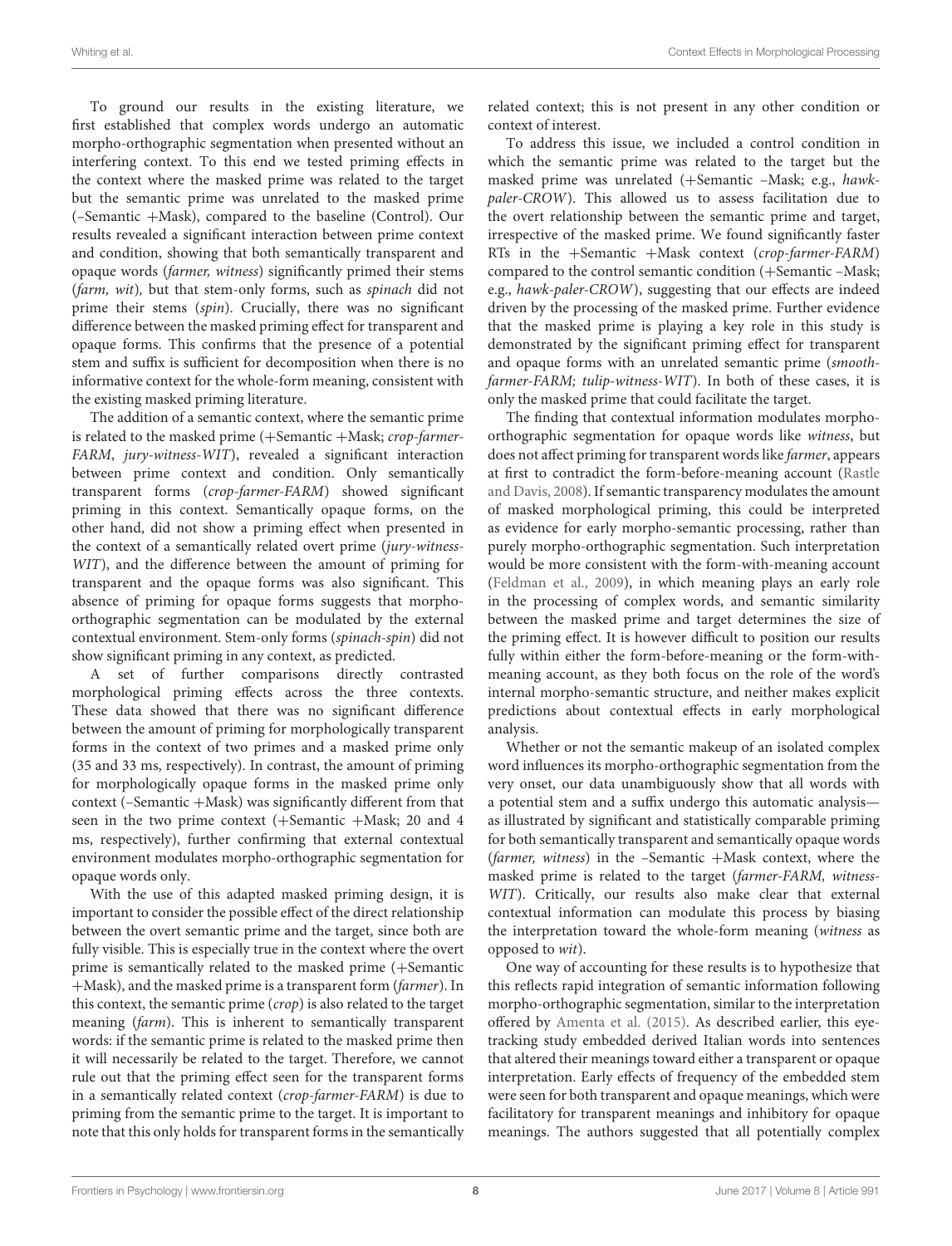To ground our results in the existing literature, we first established that complex words undergo an automatic morpho-orthographic segmentation when presented without an interfering context. To this end we tested priming effects in the context where the masked prime was related to the target but the semantic prime was unrelated to the masked prime (–Semantic +Mask), compared to the baseline (Control). Our results revealed a significant interaction between prime context and condition, showing that both semantically transparent and opaque words (*farmer, witness*) significantly primed their stems (*farm, wit*), but that stem-only forms, such as *spinach* did not prime their stems (*spin*). Crucially, there was no significant difference between the masked priming effect for transparent and opaque forms. This confirms that the presence of a potential stem and suffix is sufficient for decomposition when there is no informative context for the whole-form meaning, consistent with the existing masked priming literature.

The addition of a semantic context, where the semantic prime is related to the masked prime (+Semantic +Mask; *crop-farmer-FARM*, *jury-witness-WIT*), revealed a significant interaction between prime context and condition. Only semantically transparent forms (*crop-farmer-FARM*) showed significant priming in this context. Semantically opaque forms, on the other hand, did not show a priming effect when presented in the context of a semantically related overt prime (*jury-witness-WIT*), and the difference between the amount of priming for transparent and the opaque forms was also significant. This absence of priming for opaque forms suggests that morpho-orthographic segmentation can be modulated by the external contextual environment. Stem-only forms (*spinach-spin*) did not show significant priming in any context, as predicted.

A set of further comparisons directly contrasted morphological priming effects across the three contexts. These data showed that there was no significant difference between the amount of priming for morphologically transparent forms in the context of two primes and a masked prime only (35 and 33 ms, respectively). In contrast, the amount of priming for morphologically opaque forms in the masked prime only context (–Semantic +Mask) was significantly different from that seen in the two prime context (+Semantic +Mask; 20 and 4 ms, respectively), further confirming that external contextual environment modulates morpho-orthographic segmentation for opaque words only.

With the use of this adapted masked priming design, it is important to consider the possible effect of the direct relationship between the overt semantic prime and the target, since both are fully visible. This is especially true in the context where the overt prime is semantically related to the masked prime (+Semantic +Mask), and the masked prime is a transparent form (*farmer*). In this context, the semantic prime (*crop*) is also related to the target meaning (*farm*). This is inherent to semantically transparent words: if the semantic prime is related to the masked prime then it will necessarily be related to the target. Therefore, we cannot rule out that the priming effect seen for the transparent forms in a semantically related context (*crop-farmer-FARM*) is due to priming from the semantic prime to the target. It is important to note that this only holds for transparent forms in the semantically related context; this is not present in any other condition or context of interest.

To address this issue, we included a control condition in which the semantic prime was related to the target but the masked prime was unrelated (+Semantic –Mask; e.g., *hawk-paler-CROW*). This allowed us to assess facilitation due to the overt relationship between the semantic prime and target, irrespective of the masked prime. We found significantly faster RTs in the +Semantic +Mask context (*crop-farmer-FARM*) compared to the control semantic condition (+Semantic –Mask; e.g., *hawk-paler-CROW*), suggesting that our effects are indeed driven by the processing of the masked prime. Further evidence that the masked prime is playing a key role in this study is demonstrated by the significant priming effect for transparent and opaque forms with an unrelated semantic prime (*smooth-farmer-FARM; tulip-witness-WIT*). In both of these cases, it is only the masked prime that could facilitate the target.

The finding that contextual information modulates morpho-orthographic segmentation for opaque words like *witness*, but does not affect priming for transparent words like *farmer*, appears at first to contradict the form-before-meaning account (Rastle and Davis, 2008). If semantic transparency modulates the amount of masked morphological priming, this could be interpreted as evidence for early morpho-semantic processing, rather than purely morpho-orthographic segmentation. Such interpretation would be more consistent with the form-with-meaning account (Feldman et al., 2009), in which meaning plays an early role in the processing of complex words, and semantic similarity between the masked prime and target determines the size of the priming effect. It is however difficult to position our results fully within either the form-before-meaning or the form-with-meaning account, as they both focus on the role of the word's internal morpho-semantic structure, and neither makes explicit predictions about contextual effects in early morphological analysis.

Whether or not the semantic makeup of an isolated complex word influences its morpho-orthographic segmentation from the very onset, our data unambiguously show that all words with a potential stem and a suffix undergo this automatic analysis—as illustrated by significant and statistically comparable priming for both semantically transparent and semantically opaque words (*farmer, witness*) in the –Semantic +Mask context, where the masked prime is related to the target (*farmer-FARM, witness-WIT*). Critically, our results also make clear that external contextual information can modulate this process by biasing the interpretation toward the whole-form meaning (*witness* as opposed to *wit*).

One way of accounting for these results is to hypothesize that this reflects rapid integration of semantic information following morpho-orthographic segmentation, similar to the interpretation offered by Amenta et al. (2015). As described earlier, this eye-tracking study embedded derived Italian words into sentences that altered their meanings toward either a transparent or opaque interpretation. Early effects of frequency of the embedded stem were seen for both transparent and opaque meanings, which were facilitatory for transparent meanings and inhibitory for opaque meanings. The authors suggested that all potentially complex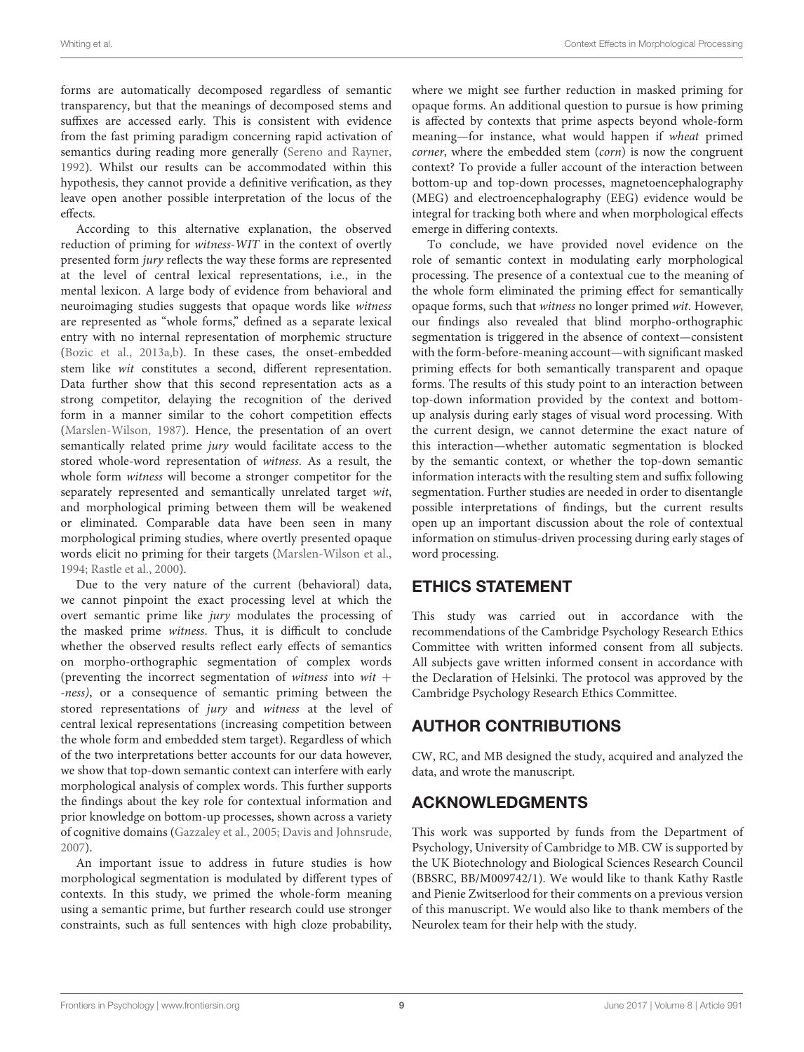forms are automatically decomposed regardless of semantic transparency, but that the meanings of decomposed stems and suffixes are accessed early. This is consistent with evidence from the fast priming paradigm concerning rapid activation of semantics during reading more generally (Sereno and Rayner, 1992). Whilst our results can be accommodated within this hypothesis, they cannot provide a definitive verification, as they leave open another possible interpretation of the locus of the effects.

According to this alternative explanation, the observed reduction of priming for *witness-WIT* in the context of overtly presented form *jury* reflects the way these forms are represented at the level of central lexical representations, i.e., in the mental lexicon. A large body of evidence from behavioral and neuroimaging studies suggests that opaque words like *witness* are represented as "whole forms," defined as a separate lexical entry with no internal representation of morphemic structure (Bozic et al., 2013a,b). In these cases, the onset-embedded stem like *wit* constitutes a second, different representation. Data further show that this second representation acts as a strong competitor, delaying the recognition of the derived form in a manner similar to the cohort competition effects (Marslen-Wilson, 1987). Hence, the presentation of an overt semantically related prime *jury* would facilitate access to the stored whole-word representation of *witness*. As a result, the whole form *witness* will become a stronger competitor for the separately represented and semantically unrelated target *wit*, and morphological priming between them will be weakened or eliminated. Comparable data have been seen in many morphological priming studies, where overtly presented opaque words elicit no priming for their targets (Marslen-Wilson et al., 1994; Rastle et al., 2000).

Due to the very nature of the current (behavioral) data, we cannot pinpoint the exact processing level at which the overt semantic prime like *jury* modulates the processing of the masked prime *witness*. Thus, it is difficult to conclude whether the observed results reflect early effects of semantics on morpho-orthographic segmentation of complex words (preventing the incorrect segmentation of *witness* into *wit* + *-ness)*, or a consequence of semantic priming between the stored representations of *jury* and *witness* at the level of central lexical representations (increasing competition between the whole form and embedded stem target). Regardless of which of the two interpretations better accounts for our data however, we show that top-down semantic context can interfere with early morphological analysis of complex words. This further supports the findings about the key role for contextual information and prior knowledge on bottom-up processes, shown across a variety of cognitive domains (Gazzaley et al., 2005; Davis and Johnsrude, 2007).

An important issue to address in future studies is how morphological segmentation is modulated by different types of contexts. In this study, we primed the whole-form meaning using a semantic prime, but further research could use stronger constraints, such as full sentences with high cloze probability, where we might see further reduction in masked priming for opaque forms. An additional question to pursue is how priming is affected by contexts that prime aspects beyond whole-form meaning—for instance, what would happen if *wheat* primed *corner*, where the embedded stem (*corn*) is now the congruent context? To provide a fuller account of the interaction between bottom-up and top-down processes, magnetoencephalography (MEG) and electroencephalography (EEG) evidence would be integral for tracking both where and when morphological effects emerge in differing contexts.

To conclude, we have provided novel evidence on the role of semantic context in modulating early morphological processing. The presence of a contextual cue to the meaning of the whole form eliminated the priming effect for semantically opaque forms, such that *witness* no longer primed *wit*. However, our findings also revealed that blind morpho-orthographic segmentation is triggered in the absence of context—consistent with the form-before-meaning account—with significant masked priming effects for both semantically transparent and opaque forms. The results of this study point to an interaction between top-down information provided by the context and bottom-up analysis during early stages of visual word processing. With the current design, we cannot determine the exact nature of this interaction—whether automatic segmentation is blocked by the semantic context, or whether the top-down semantic information interacts with the resulting stem and suffix following segmentation. Further studies are needed in order to disentangle possible interpretations of findings, but the current results open up an important discussion about the role of contextual information on stimulus-driven processing during early stages of word processing.

## ETHICS STATEMENT

This study was carried out in accordance with the recommendations of the Cambridge Psychology Research Ethics Committee with written informed consent from all subjects. All subjects gave written informed consent in accordance with the Declaration of Helsinki. The protocol was approved by the Cambridge Psychology Research Ethics Committee.

## AUTHOR CONTRIBUTIONS

CW, RC, and MB designed the study, acquired and analyzed the data, and wrote the manuscript.

## ACKNOWLEDGMENTS

This work was supported by funds from the Department of Psychology, University of Cambridge to MB. CW is supported by the UK Biotechnology and Biological Sciences Research Council (BBSRC, BB/M009742/1). We would like to thank Kathy Rastle and Pienie Zwitserlood for their comments on a previous version of this manuscript. We would also like to thank members of the Neurolex team for their help with the study.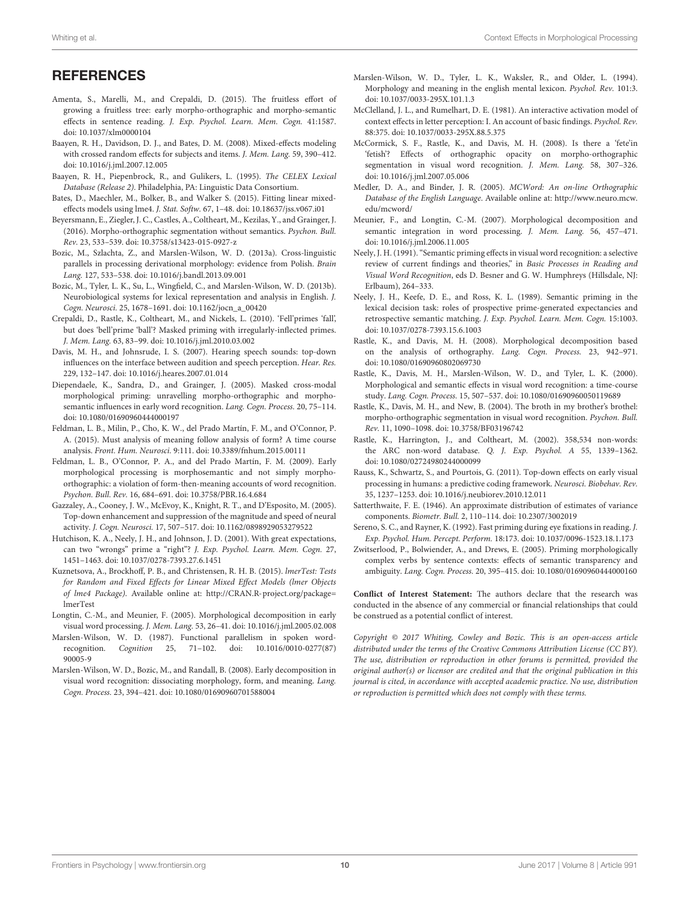## REFERENCES

Amenta, S., Marelli, M., and Crepaldi, D. (2015). The fruitless effort of growing a fruitless tree: early morpho-orthographic and morpho-semantic effects in sentence reading. *J. Exp. Psychol. Learn. Mem. Cogn.* 41:1587. doi: 10.1037/xlm0000104

Baayen, R. H., Davidson, D. J., and Bates, D. M. (2008). Mixed-effects modeling with crossed random effects for subjects and items. *J. Mem. Lang.* 59, 390–412. doi: 10.1016/j.jml.2007.12.005

Baayen, R. H., Piepenbrock, R., and Gulikers, L. (1995). *The CELEX Lexical Database (Release 2).* Philadelphia, PA: Linguistic Data Consortium.

Bates, D., Maechler, M., Bolker, B., and Walker S. (2015). Fitting linear mixed-effects models using lme4. *J. Stat. Softw.* 67, 1–48. doi: 10.18637/jss.v067.i01

Beyersmann, E., Ziegler, J. C., Castles, A., Coltheart, M., Kezilas, Y., and Grainger, J. (2016). Morpho-orthographic segmentation without semantics. *Psychon. Bull. Rev.* 23, 533–539. doi: 10.3758/s13423-015-0927-z

Bozic, M., Szlachta, Z., and Marslen-Wilson, W. D. (2013a). Cross-linguistic parallels in processing derivational morphology: evidence from Polish. *Brain Lang.* 127, 533–538. doi: 10.1016/j.bandl.2013.09.001

Bozic, M., Tyler, L. K., Su, L., Wingfield, C., and Marslen-Wilson, W. D. (2013b). Neurobiological systems for lexical representation and analysis in English. *J. Cogn. Neurosci.* 25, 1678–1691. doi: 10.1162/jocn_a_00420

Crepaldi, D., Rastle, K., Coltheart, M., and Nickels, L. (2010). 'Fell'primes 'fall', but does 'bell'prime 'ball'? Masked priming with irregularly-inflected primes. *J. Mem. Lang.* 63, 83–99. doi: 10.1016/j.jml.2010.03.002

Davis, M. H., and Johnsrude, I. S. (2007). Hearing speech sounds: top-down influences on the interface between audition and speech perception. *Hear. Res.* 229, 132–147. doi: 10.1016/j.heares.2007.01.014

Diependaele, K., Sandra, D., and Grainger, J. (2005). Masked cross-modal morphological priming: unravelling morpho-orthographic and morpho-semantic influences in early word recognition. *Lang. Cogn. Process.* 20, 75–114. doi: 10.1080/01690960444000197

Feldman, L. B., Milin, P., Cho, K. W., del Prado Martín, F. M., and O'Connor, P. A. (2015). Must analysis of meaning follow analysis of form? A time course analysis. *Front. Hum. Neurosci.* 9:111. doi: 10.3389/fnhum.2015.00111

Feldman, L. B., O'Connor, P. A., and del Prado Martín, F. M. (2009). Early morphological processing is morphosemantic and not simply morpho-orthographic: a violation of form-then-meaning accounts of word recognition. *Psychon. Bull. Rev.* 16, 684–691. doi: 10.3758/PBR.16.4.684

Gazzaley, A., Cooney, J. W., McEvoy, K., Knight, R. T., and D'Esposito, M. (2005). Top-down enhancement and suppression of the magnitude and speed of neural activity. *J. Cogn. Neurosci.* 17, 507–517. doi: 10.1162/0898929053279522

Hutchison, K. A., Neely, J. H., and Johnson, J. D. (2001). With great expectations, can two "wrongs" prime a "right"? *J. Exp. Psychol. Learn. Mem. Cogn.* 27, 1451–1463. doi: 10.1037/0278-7393.27.6.1451

Kuznetsova, A., Brockhoff, P. B., and Christensen, R. H. B. (2015). *lmerTest: Tests for Random and Fixed Effects for Linear Mixed Effect Models (lmer Objects of lme4 Package).* Available online at: http://CRAN.R-project.org/package=lmerTest

Longtin, C.-M., and Meunier, F. (2005). Morphological decomposition in early visual word processing. *J. Mem. Lang.* 53, 26–41. doi: 10.1016/j.jml.2005.02.008

Marslen-Wilson, W. D. (1987). Functional parallelism in spoken word-recognition. *Cognition* 25, 71–102. doi: 10.1016/0010-0277(87)90005-9

Marslen-Wilson, W. D., Bozic, M., and Randall, B. (2008). Early decomposition in visual word recognition: dissociating morphology, form, and meaning. *Lang. Cogn. Process.* 23, 394–421. doi: 10.1080/01690960701588004

Marslen-Wilson, W. D., Tyler, L. K., Waksler, R., and Older, L. (1994). Morphology and meaning in the english mental lexicon. *Psychol. Rev.* 101:3. doi: 10.1037/0033-295X.101.1.3

McClelland, J. L., and Rumelhart, D. E. (1981). An interactive activation model of context effects in letter perception: I. An account of basic findings. *Psychol. Rev.* 88:375. doi: 10.1037/0033-295X.88.5.375

McCormick, S. F., Rastle, K., and Davis, M. H. (2008). Is there a 'fete'in 'fetish'? Effects of orthographic opacity on morpho-orthographic segmentation in visual word recognition. *J. Mem. Lang.* 58, 307–326. doi: 10.1016/j.jml.2007.05.006

Medler, D. A., and Binder, J. R. (2005). *MCWord: An on-line Orthographic Database of the English Language.* Available online at: http://www.neuro.mcw.edu/mcword/

Meunier, F., and Longtin, C.-M. (2007). Morphological decomposition and semantic integration in word processing. *J. Mem. Lang.* 56, 457–471. doi: 10.1016/j.jml.2006.11.005

Neely, J. H. (1991). "Semantic priming effects in visual word recognition: a selective review of current findings and theories," in *Basic Processes in Reading and Visual Word Recognition*, eds D. Besner and G. W. Humphreys (Hillsdale, NJ: Erlbaum), 264–333.

Neely, J. H., Keefe, D. E., and Ross, K. L. (1989). Semantic priming in the lexical decision task: roles of prospective prime-generated expectancies and retrospective semantic matching. *J. Exp. Psychol. Learn. Mem. Cogn.* 15:1003. doi: 10.1037/0278-7393.15.6.1003

Rastle, K., and Davis, M. H. (2008). Morphological decomposition based on the analysis of orthography. *Lang. Cogn. Process.* 23, 942–971. doi: 10.1080/01690960802069730

Rastle, K., Davis, M. H., Marslen-Wilson, W. D., and Tyler, L. K. (2000). Morphological and semantic effects in visual word recognition: a time-course study. *Lang. Cogn. Process.* 15, 507–537. doi: 10.1080/01690960050119689

Rastle, K., Davis, M. H., and New, B. (2004). The broth in my brother's brothel: morpho-orthographic segmentation in visual word recognition. *Psychon. Bull. Rev.* 11, 1090–1098. doi: 10.3758/BF03196742

Rastle, K., Harrington, J., and Coltheart, M. (2002). 358,534 non-words: the ARC non-word database. *Q. J. Exp. Psychol. A* 55, 1339–1362. doi: 10.1080/02724980244000099

Rauss, K., Schwartz, S., and Pourtois, G. (2011). Top-down effects on early visual processing in humans: a predictive coding framework. *Neurosci. Biobehav. Rev.* 35, 1237–1253. doi: 10.1016/j.neubiorev.2010.12.011

Satterthwaite, F. E. (1946). An approximate distribution of estimates of variance components. *Biometr. Bull.* 2, 110–114. doi: 10.2307/3002019

Sereno, S. C., and Rayner, K. (1992). Fast priming during eye fixations in reading. *J. Exp. Psychol. Hum. Percept. Perform.* 18:173. doi: 10.1037/0096-1523.18.1.173

Zwitserlood, P., Bolwiender, A., and Drews, E. (2005). Priming morphologically complex verbs by sentence contexts: effects of semantic transparency and ambiguity. *Lang. Cogn. Process.* 20, 395–415. doi: 10.1080/01690960444000160

**Conflict of Interest Statement:** The authors declare that the research was conducted in the absence of any commercial or financial relationships that could be construed as a potential conflict of interest.

*Copyright © 2017 Whiting, Cowley and Bozic. This is an open-access article distributed under the terms of the Creative Commons Attribution License (CC BY). The use, distribution or reproduction in other forums is permitted, provided the original author(s) or licensor are credited and that the original publication in this journal is cited, in accordance with accepted academic practice. No use, distribution or reproduction is permitted which does not comply with these terms.*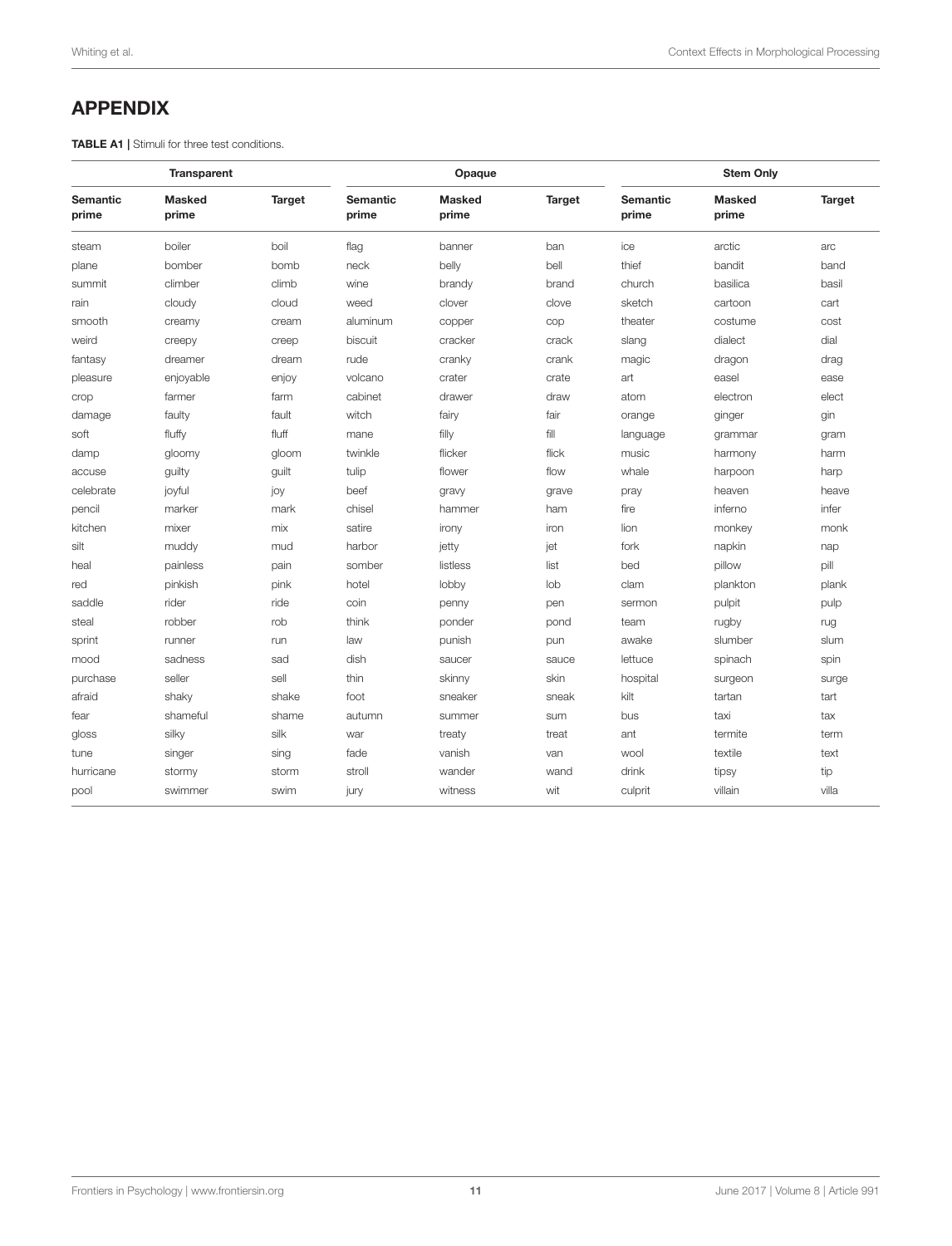## APPENDIX

**TABLE A1 |** Stimuli for three test conditions.

| Transparent | | | Opaque | | | Stem Only | | |
|---|---|---|---|---|---|---|---|---|
| **Semantic prime** | **Masked prime** | **Target** | **Semantic prime** | **Masked prime** | **Target** | **Semantic prime** | **Masked prime** | **Target** |
| steam | boiler | boil | flag | banner | ban | ice | arctic | arc |
| plane | bomber | bomb | neck | belly | bell | thief | bandit | band |
| summit | climber | climb | wine | brandy | brand | church | basilica | basil |
| rain | cloudy | cloud | weed | clover | clove | sketch | cartoon | cart |
| smooth | creamy | cream | aluminum | copper | cop | theater | costume | cost |
| weird | creepy | creep | biscuit | cracker | crack | slang | dialect | dial |
| fantasy | dreamer | dream | rude | cranky | crank | magic | dragon | drag |
| pleasure | enjoyable | enjoy | volcano | crater | crate | art | easel | ease |
| crop | farmer | farm | cabinet | drawer | draw | atom | electron | elect |
| damage | faulty | fault | witch | fairy | fair | orange | ginger | gin |
| soft | fluffy | fluff | mane | filly | fill | language | grammar | gram |
| damp | gloomy | gloom | twinkle | flicker | flick | music | harmony | harm |
| accuse | guilty | guilt | tulip | flower | flow | whale | harpoon | harp |
| celebrate | joyful | joy | beef | gravy | grave | pray | heaven | heave |
| pencil | marker | mark | chisel | hammer | ham | fire | inferno | infer |
| kitchen | mixer | mix | satire | irony | iron | lion | monkey | monk |
| silt | muddy | mud | harbor | jetty | jet | fork | napkin | nap |
| heal | painless | pain | somber | listless | list | bed | pillow | pill |
| red | pinkish | pink | hotel | lobby | lob | clam | plankton | plank |
| saddle | rider | ride | coin | penny | pen | sermon | pulpit | pulp |
| steal | robber | rob | think | ponder | pond | team | rugby | rug |
| sprint | runner | run | law | punish | pun | awake | slumber | slum |
| mood | sadness | sad | dish | saucer | sauce | lettuce | spinach | spin |
| purchase | seller | sell | thin | skinny | skin | hospital | surgeon | surge |
| afraid | shaky | shake | foot | sneaker | sneak | kilt | tartan | tart |
| fear | shameful | shame | autumn | summer | sum | bus | taxi | tax |
| gloss | silky | silk | war | treaty | treat | ant | termite | term |
| tune | singer | sing | fade | vanish | van | wool | textile | text |
| hurricane | stormy | storm | stroll | wander | wand | drink | tipsy | tip |
| pool | swimmer | swim | jury | witness | wit | culprit | villain | villa |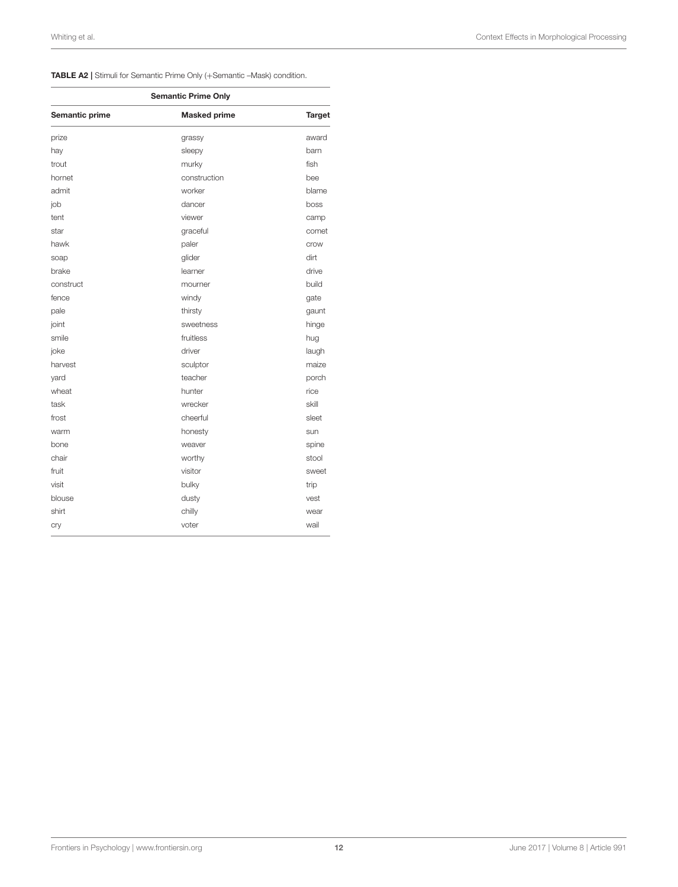**TABLE A2 |** Stimuli for Semantic Prime Only (+Semantic –Mask) condition.

| Semantic Prime Only | | |
|---|---|---|
| **Semantic prime** | **Masked prime** | **Target** |
| prize | grassy | award |
| hay | sleepy | barn |
| trout | murky | fish |
| hornet | construction | bee |
| admit | worker | blame |
| job | dancer | boss |
| tent | viewer | camp |
| star | graceful | comet |
| hawk | paler | crow |
| soap | glider | dirt |
| brake | learner | drive |
| construct | mourner | build |
| fence | windy | gate |
| pale | thirsty | gaunt |
| joint | sweetness | hinge |
| smile | fruitless | hug |
| joke | driver | laugh |
| harvest | sculptor | maize |
| yard | teacher | porch |
| wheat | hunter | rice |
| task | wrecker | skill |
| frost | cheerful | sleet |
| warm | honesty | sun |
| bone | weaver | spine |
| chair | worthy | stool |
| fruit | visitor | sweet |
| visit | bulky | trip |
| blouse | dusty | vest |
| shirt | chilly | wear |
| cry | voter | wail |